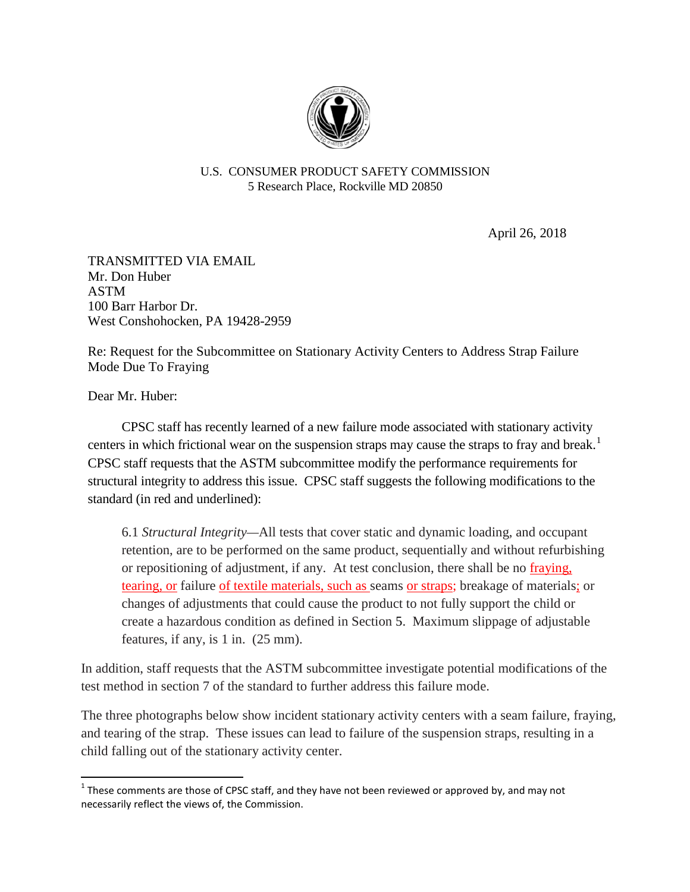U.S. CONSUMER PRODUCT SAFETY COMMISSION
5 Research Place, Rockville MD 20850

April 26, 2018

TRANSMITTED VIA EMAIL
Mr. Don Huber
ASTM
100 Barr Harbor Dr.
West Conshohocken, PA 19428-2959

Re: Request for the Subcommittee on Stationary Activity Centers to Address Strap Failure Mode Due To Fraying

Dear Mr. Huber:

CPSC staff has recently learned of a new failure mode associated with stationary activity centers in which frictional wear on the suspension straps may cause the straps to fray and break.[1] CPSC staff requests that the ASTM subcommittee modify the performance requirements for structural integrity to address this issue. CPSC staff suggests the following modifications to the standard (in red and underlined):

> 6.1 *Structural Integrity*—All tests that cover static and dynamic loading, and occupant retention, are to be performed on the same product, sequentially and without refurbishing or repositioning of adjustment, if any. At test conclusion, there shall be no <u>fraying, tearing, or</u> failure <u>of textile materials, such as</u> seams <u>or straps;</u> breakage of materials<u>;</u> or changes of adjustments that could cause the product to not fully support the child or create a hazardous condition as defined in Section 5. Maximum slippage of adjustable features, if any, is 1 in. (25 mm).

In addition, staff requests that the ASTM subcommittee investigate potential modifications of the test method in section 7 of the standard to further address this failure mode.

The three photographs below show incident stationary activity centers with a seam failure, fraying, and tearing of the strap. These issues can lead to failure of the suspension straps, resulting in a child falling out of the stationary activity center.

---

[1] These comments are those of CPSC staff, and they have not been reviewed or approved by, and may not necessarily reflect the views of, the Commission.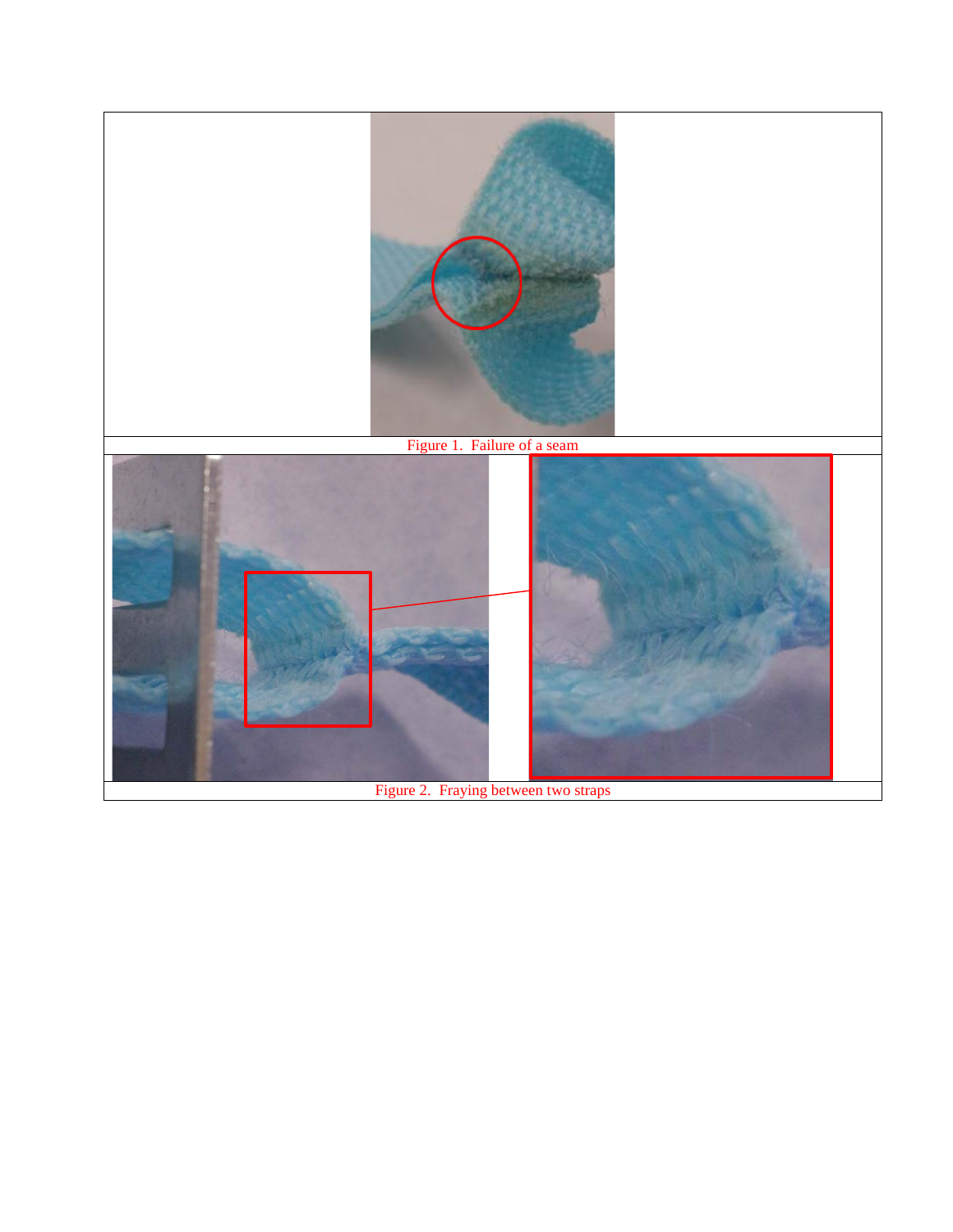Figure 1. Failure of a seam

Figure 2. Fraying between two straps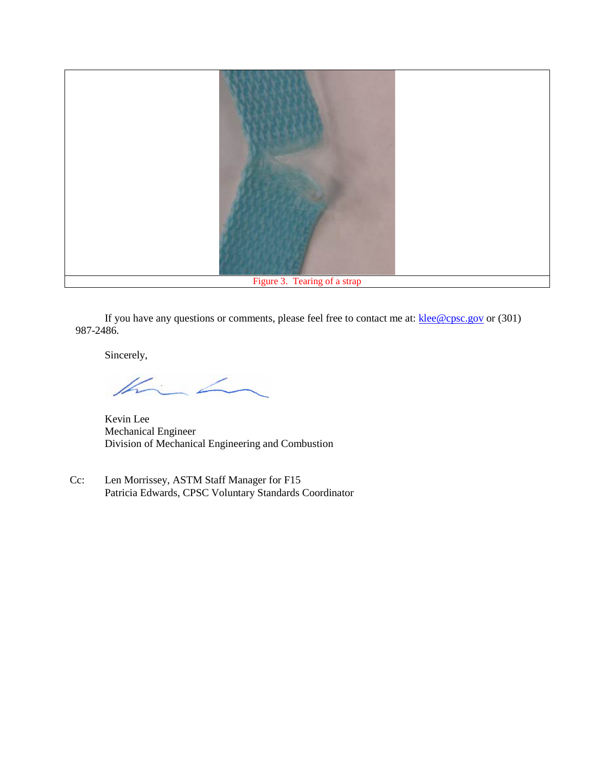Figure 3. Tearing of a strap

If you have any questions or comments, please feel free to contact me at: klee@cpsc.gov or (301) 987-2486.

Sincerely,

Kevin Lee
Mechanical Engineer
Division of Mechanical Engineering and Combustion

Cc: Len Morrissey, ASTM Staff Manager for F15
Patricia Edwards, CPSC Voluntary Standards Coordinator